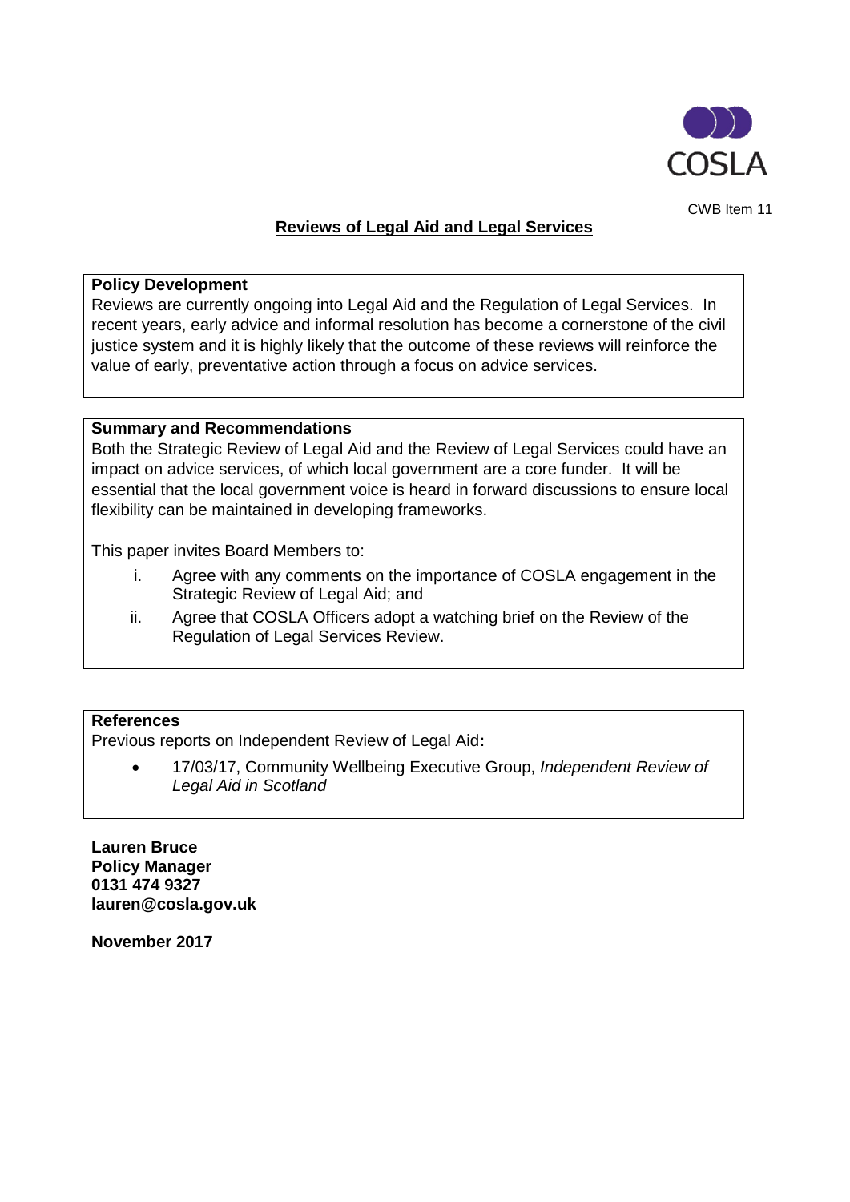COSLA

CWB Item 11

# Reviews of Legal Aid and Legal Services

**Policy Development**

Reviews are currently ongoing into Legal Aid and the Regulation of Legal Services. In recent years, early advice and informal resolution has become a cornerstone of the civil justice system and it is highly likely that the outcome of these reviews will reinforce the value of early, preventative action through a focus on advice services.

**Summary and Recommendations**

Both the Strategic Review of Legal Aid and the Review of Legal Services could have an impact on advice services, of which local government are a core funder. It will be essential that the local government voice is heard in forward discussions to ensure local flexibility can be maintained in developing frameworks.

This paper invites Board Members to:

i. Agree with any comments on the importance of COSLA engagement in the Strategic Review of Legal Aid; and
ii. Agree that COSLA Officers adopt a watching brief on the Review of the Regulation of Legal Services Review.

**References**

Previous reports on Independent Review of Legal Aid**:**

- 17/03/17, Community Wellbeing Executive Group, *Independent Review of Legal Aid in Scotland*

**Lauren Bruce**
**Policy Manager**
**0131 474 9327**
**lauren@cosla.gov.uk**

**November 2017**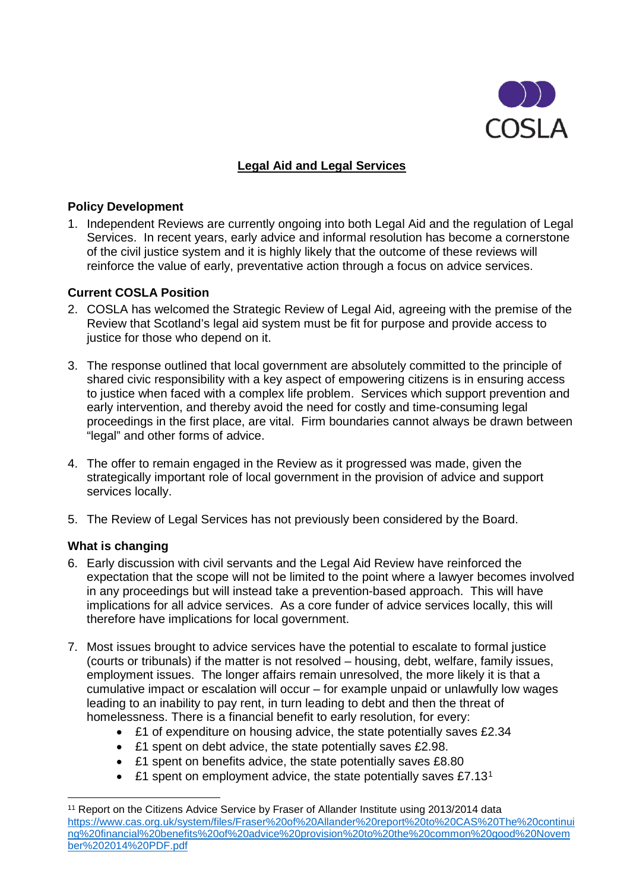## Legal Aid and Legal Services

### Policy Development

1. Independent Reviews are currently ongoing into both Legal Aid and the regulation of Legal Services. In recent years, early advice and informal resolution has become a cornerstone of the civil justice system and it is highly likely that the outcome of these reviews will reinforce the value of early, preventative action through a focus on advice services.

### Current COSLA Position

2. COSLA has welcomed the Strategic Review of Legal Aid, agreeing with the premise of the Review that Scotland's legal aid system must be fit for purpose and provide access to justice for those who depend on it.

3. The response outlined that local government are absolutely committed to the principle of shared civic responsibility with a key aspect of empowering citizens is in ensuring access to justice when faced with a complex life problem. Services which support prevention and early intervention, and thereby avoid the need for costly and time-consuming legal proceedings in the first place, are vital. Firm boundaries cannot always be drawn between "legal" and other forms of advice.

4. The offer to remain engaged in the Review as it progressed was made, given the strategically important role of local government in the provision of advice and support services locally.

5. The Review of Legal Services has not previously been considered by the Board.

### What is changing

6. Early discussion with civil servants and the Legal Aid Review have reinforced the expectation that the scope will not be limited to the point where a lawyer becomes involved in any proceedings but will instead take a prevention-based approach. This will have implications for all advice services. As a core funder of advice services locally, this will therefore have implications for local government.

7. Most issues brought to advice services have the potential to escalate to formal justice (courts or tribunals) if the matter is not resolved – housing, debt, welfare, family issues, employment issues. The longer affairs remain unresolved, the more likely it is that a cumulative impact or escalation will occur – for example unpaid or unlawfully low wages leading to an inability to pay rent, in turn leading to debt and then the threat of homelessness. There is a financial benefit to early resolution, for every:
   - £1 of expenditure on housing advice, the state potentially saves £2.34
   - £1 spent on debt advice, the state potentially saves £2.98.
   - £1 spent on benefits advice, the state potentially saves £8.80
   - £1 spent on employment advice, the state potentially saves £7.13[1]

---

[11] Report on the Citizens Advice Service by Fraser of Allander Institute using 2013/2014 data https://www.cas.org.uk/system/files/Fraser%20of%20Allander%20report%20to%20CAS%20The%20continuing%20financial%20benefits%20of%20advice%20provision%20to%20the%20common%20good%20November%202014%20PDF.pdf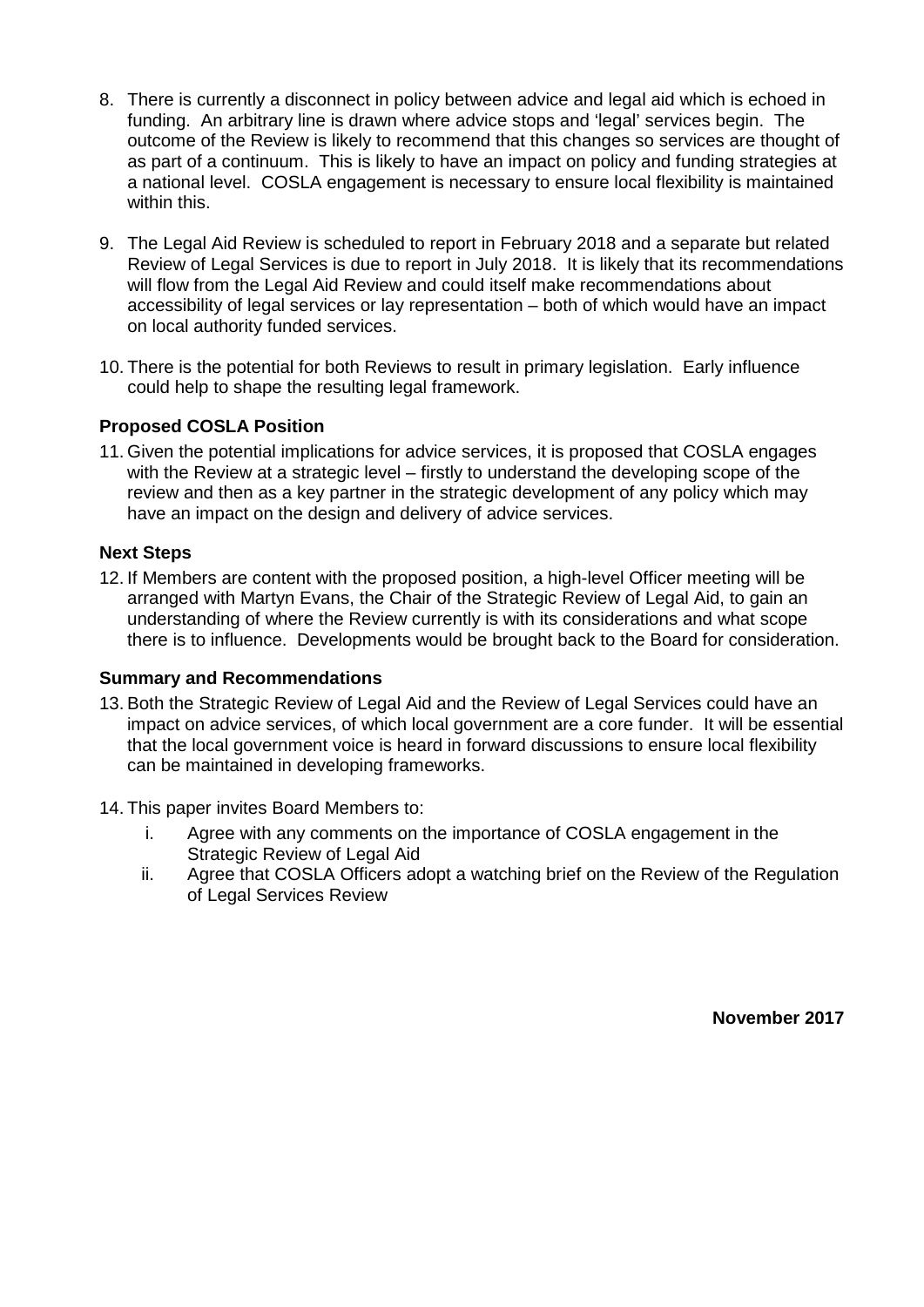8. There is currently a disconnect in policy between advice and legal aid which is echoed in funding. An arbitrary line is drawn where advice stops and 'legal' services begin. The outcome of the Review is likely to recommend that this changes so services are thought of as part of a continuum. This is likely to have an impact on policy and funding strategies at a national level. COSLA engagement is necessary to ensure local flexibility is maintained within this.

9. The Legal Aid Review is scheduled to report in February 2018 and a separate but related Review of Legal Services is due to report in July 2018. It is likely that its recommendations will flow from the Legal Aid Review and could itself make recommendations about accessibility of legal services or lay representation – both of which would have an impact on local authority funded services.

10. There is the potential for both Reviews to result in primary legislation. Early influence could help to shape the resulting legal framework.

**Proposed COSLA Position**

11. Given the potential implications for advice services, it is proposed that COSLA engages with the Review at a strategic level – firstly to understand the developing scope of the review and then as a key partner in the strategic development of any policy which may have an impact on the design and delivery of advice services.

**Next Steps**

12. If Members are content with the proposed position, a high-level Officer meeting will be arranged with Martyn Evans, the Chair of the Strategic Review of Legal Aid, to gain an understanding of where the Review currently is with its considerations and what scope there is to influence. Developments would be brought back to the Board for consideration.

**Summary and Recommendations**

13. Both the Strategic Review of Legal Aid and the Review of Legal Services could have an impact on advice services, of which local government are a core funder. It will be essential that the local government voice is heard in forward discussions to ensure local flexibility can be maintained in developing frameworks.

14. This paper invites Board Members to:
    i. Agree with any comments on the importance of COSLA engagement in the Strategic Review of Legal Aid
    ii. Agree that COSLA Officers adopt a watching brief on the Review of the Regulation of Legal Services Review

**November 2017**